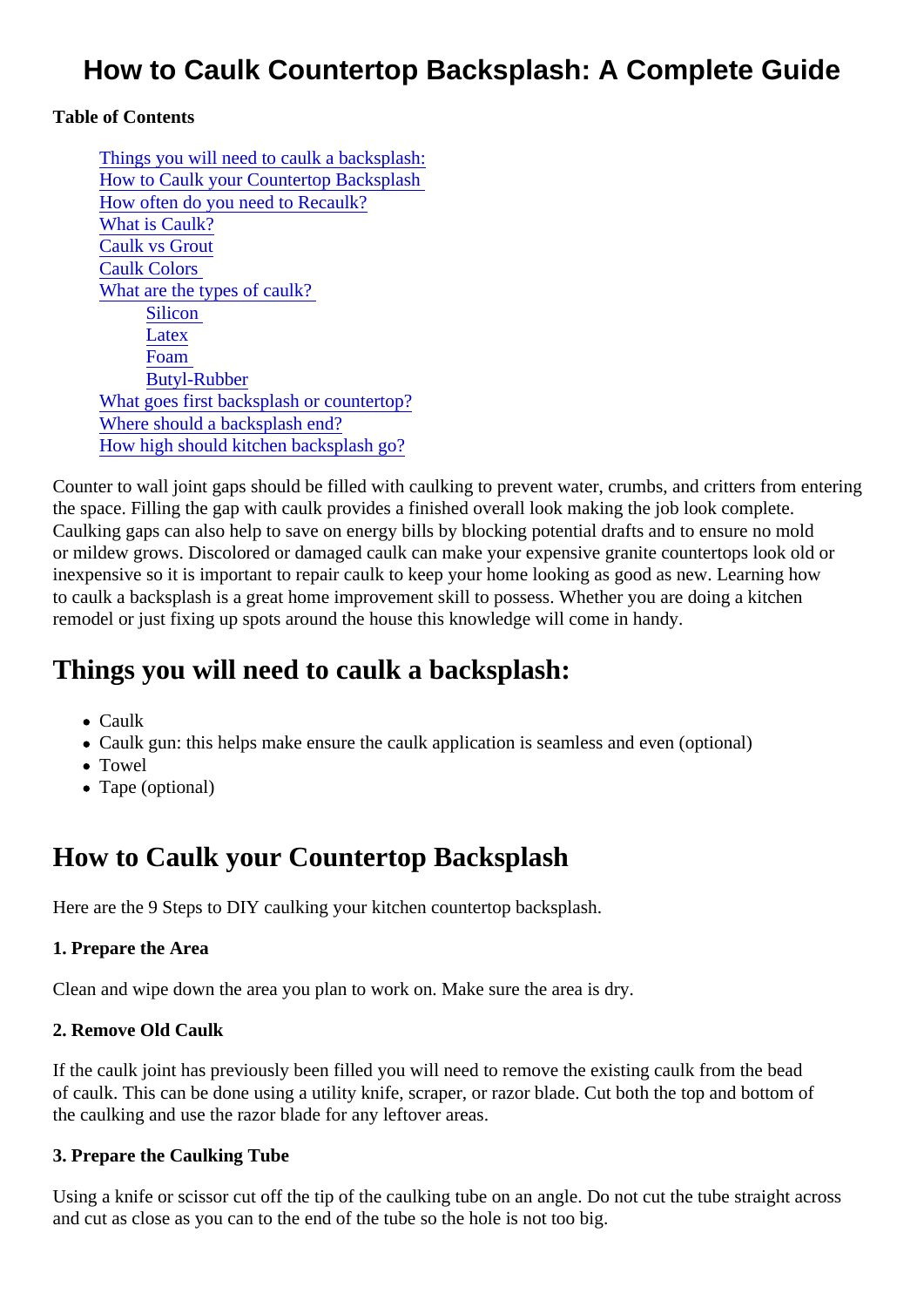# How to Caulk Countertop Backsplash: A Complete Guide

**Table of Contents**

- Things you will need to caulk a backsplash:
- How to Caulk your Countertop Backsplash
- How often do you need to Recaulk?
- What is Caulk?
- Caulk vs Grout
- Caulk Colors
- What are the types of caulk?
  - Silicon
  - Latex
  - Foam
  - Butyl-Rubber
- What goes first backsplash or countertop?
- Where should a backsplash end?
- How high should kitchen backsplash go?

Counter to wall joint gaps should be filled with caulking to prevent water, crumbs, and critters from entering the space. Filling the gap with caulk provides a finished overall look making the job look complete. Caulking gaps can also help to save on energy bills by blocking potential drafts and to ensure no mold or mildew grows. Discolored or damaged caulk can make your expensive granite countertops look old or inexpensive so it is important to repair caulk to keep your home looking as good as new. Learning how to caulk a backsplash is a great home improvement skill to possess. Whether you are doing a kitchen remodel or just fixing up spots around the house this knowledge will come in handy.

## Things you will need to caulk a backsplash:

- Caulk
- Caulk gun: this helps make ensure the caulk application is seamless and even (optional)
- Towel
- Tape (optional)

## How to Caulk your Countertop Backsplash

Here are the 9 Steps to DIY caulking your kitchen countertop backsplash.

**1. Prepare the Area**

Clean and wipe down the area you plan to work on. Make sure the area is dry.

**2. Remove Old Caulk**

If the caulk joint has previously been filled you will need to remove the existing caulk from the bead of caulk. This can be done using a utility knife, scraper, or razor blade. Cut both the top and bottom of the caulking and use the razor blade for any leftover areas.

**3. Prepare the Caulking Tube**

Using a knife or scissor cut off the tip of the caulking tube on an angle. Do not cut the tube straight across and cut as close as you can to the end of the tube so the hole is not too big.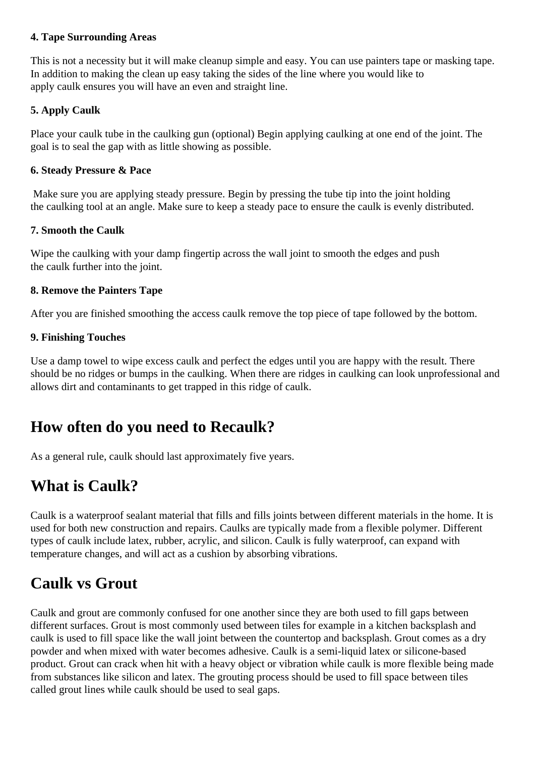**4. Tape Surrounding Areas**

This is not a necessity but it will make cleanup simple and easy. You can use painters tape or masking tape. In addition to making the clean up easy taking the sides of the line where you would like to apply caulk ensures you will have an even and straight line.

**5. Apply Caulk**

Place your caulk tube in the caulking gun (optional) Begin applying caulking at one end of the joint. The goal is to seal the gap with as little showing as possible.

**6. Steady Pressure & Pace**

Make sure you are applying steady pressure. Begin by pressing the tube tip into the joint holding the caulking tool at an angle. Make sure to keep a steady pace to ensure the caulk is evenly distributed.

**7. Smooth the Caulk**

Wipe the caulking with your damp fingertip across the wall joint to smooth the edges and push the caulk further into the joint.

**8. Remove the Painters Tape**

After you are finished smoothing the access caulk remove the top piece of tape followed by the bottom.

**9. Finishing Touches**

Use a damp towel to wipe excess caulk and perfect the edges until you are happy with the result. There should be no ridges or bumps in the caulking. When there are ridges in caulking can look unprofessional and allows dirt and contaminants to get trapped in this ridge of caulk.

## How often do you need to Recaulk?

As a general rule, caulk should last approximately five years.

## What is Caulk?

Caulk is a waterproof sealant material that fills and fills joints between different materials in the home. It is used for both new construction and repairs. Caulks are typically made from a flexible polymer. Different types of caulk include latex, rubber, acrylic, and silicon. Caulk is fully waterproof, can expand with temperature changes, and will act as a cushion by absorbing vibrations.

## Caulk vs Grout

Caulk and grout are commonly confused for one another since they are both used to fill gaps between different surfaces. Grout is most commonly used between tiles for example in a kitchen backsplash and caulk is used to fill space like the wall joint between the countertop and backsplash. Grout comes as a dry powder and when mixed with water becomes adhesive. Caulk is a semi-liquid latex or silicone-based product. Grout can crack when hit with a heavy object or vibration while caulk is more flexible being made from substances like silicon and latex. The grouting process should be used to fill space between tiles called grout lines while caulk should be used to seal gaps.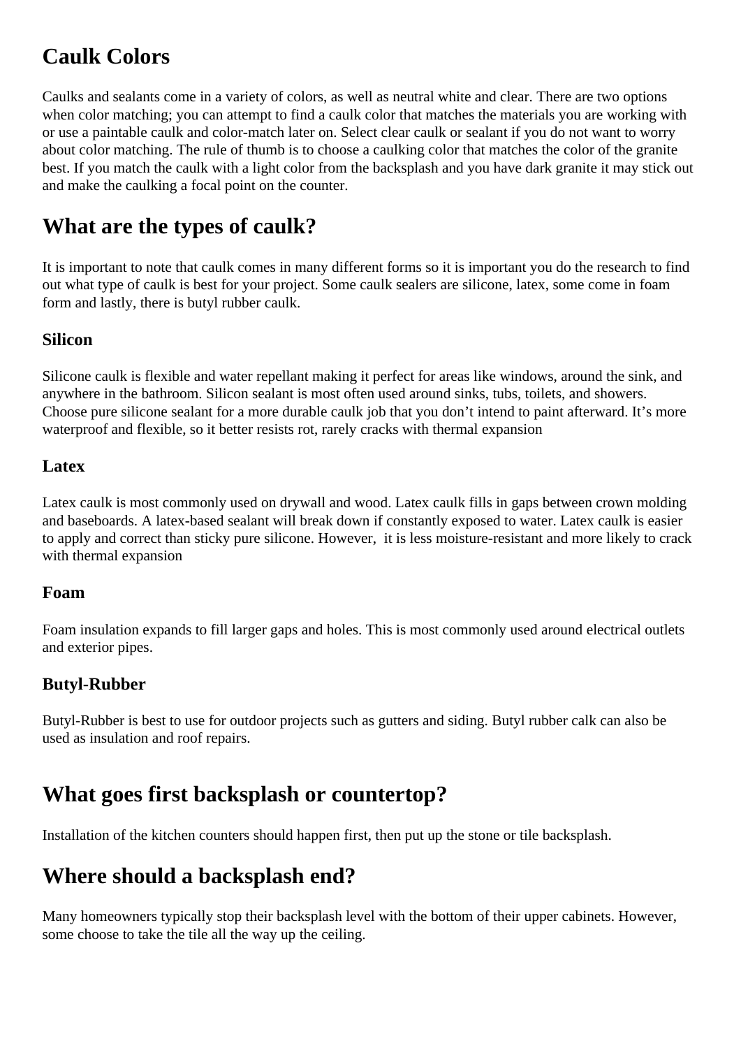## Caulk Colors

Caulks and sealants come in a variety of colors, as well as neutral white and clear. There are two options when color matching; you can attempt to find a caulk color that matches the materials you are working with or use a paintable caulk and color-match later on. Select clear caulk or sealant if you do not want to worry about color matching. The rule of thumb is to choose a caulking color that matches the color of the granite best. If you match the caulk with a light color from the backsplash and you have dark granite it may stick out and make the caulking a focal point on the counter.

## What are the types of caulk?

It is important to note that caulk comes in many different forms so it is important you do the research to find out what type of caulk is best for your project. Some caulk sealers are silicone, latex, some come in foam form and lastly, there is butyl rubber caulk.

### Silicon

Silicone caulk is flexible and water repellant making it perfect for areas like windows, around the sink, and anywhere in the bathroom. Silicon sealant is most often used around sinks, tubs, toilets, and showers. Choose pure silicone sealant for a more durable caulk job that you don't intend to paint afterward. It's more waterproof and flexible, so it better resists rot, rarely cracks with thermal expansion

### Latex

Latex caulk is most commonly used on drywall and wood. Latex caulk fills in gaps between crown molding and baseboards. A latex-based sealant will break down if constantly exposed to water. Latex caulk is easier to apply and correct than sticky pure silicone. However, it is less moisture-resistant and more likely to crack with thermal expansion

### Foam

Foam insulation expands to fill larger gaps and holes. This is most commonly used around electrical outlets and exterior pipes.

### Butyl-Rubber

Butyl-Rubber is best to use for outdoor projects such as gutters and siding. Butyl rubber calk can also be used as insulation and roof repairs.

## What goes first backsplash or countertop?

Installation of the kitchen counters should happen first, then put up the stone or tile backsplash.

## Where should a backsplash end?

Many homeowners typically stop their backsplash level with the bottom of their upper cabinets. However, some choose to take the tile all the way up the ceiling.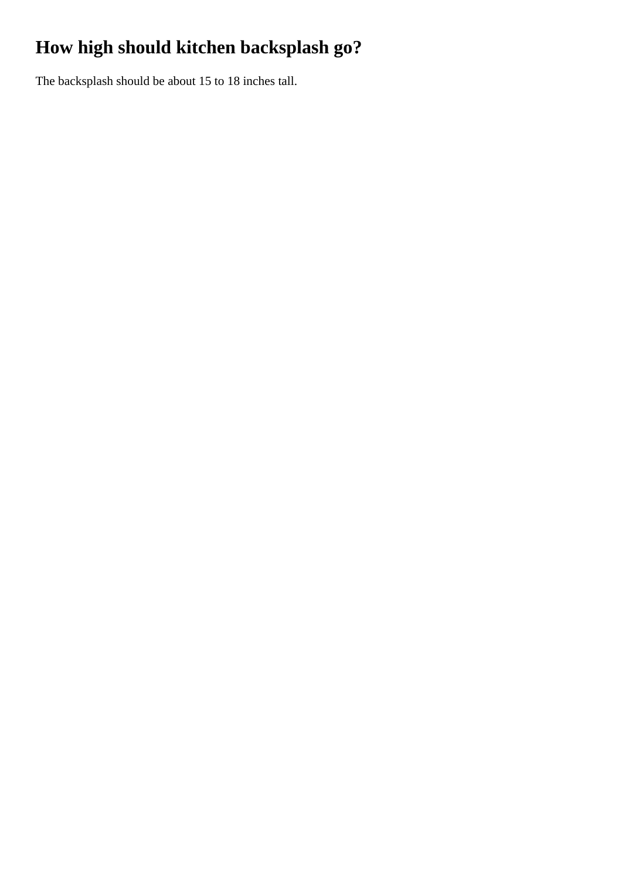## How high should kitchen backsplash go?

The backsplash should be about 15 to 18 inches tall.